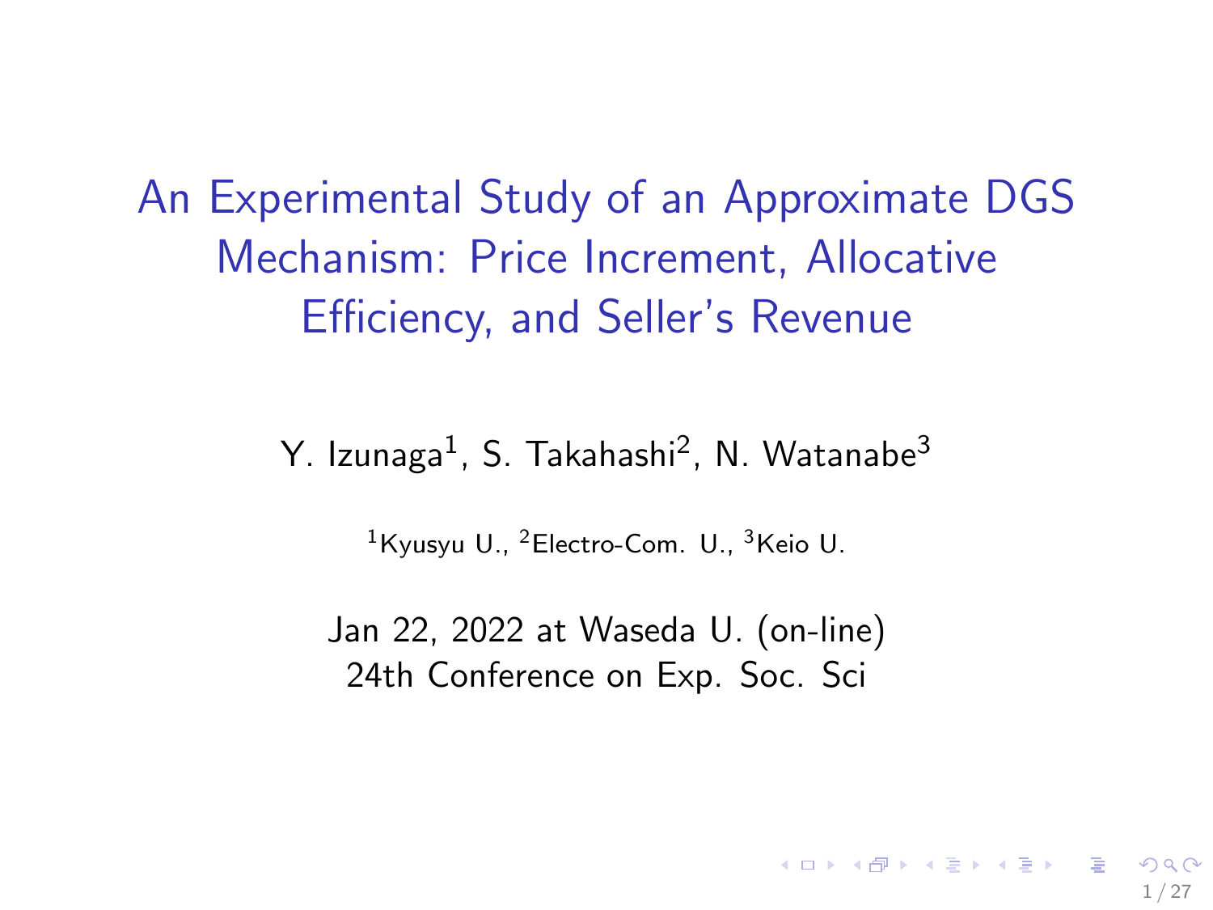# An Experimental Study of an Approximate DGS Mechanism: Price Increment, Allocative Efficiency, and Seller's Revenue

Y. Izunaga[1], S. Takahashi[2], N. Watanabe[3]

[1]Kyusyu U., [2]Electro-Com. U., [3]Keio U.

Jan 22, 2022 at Waseda U. (on-line)
24th Conference on Exp. Soc. Sci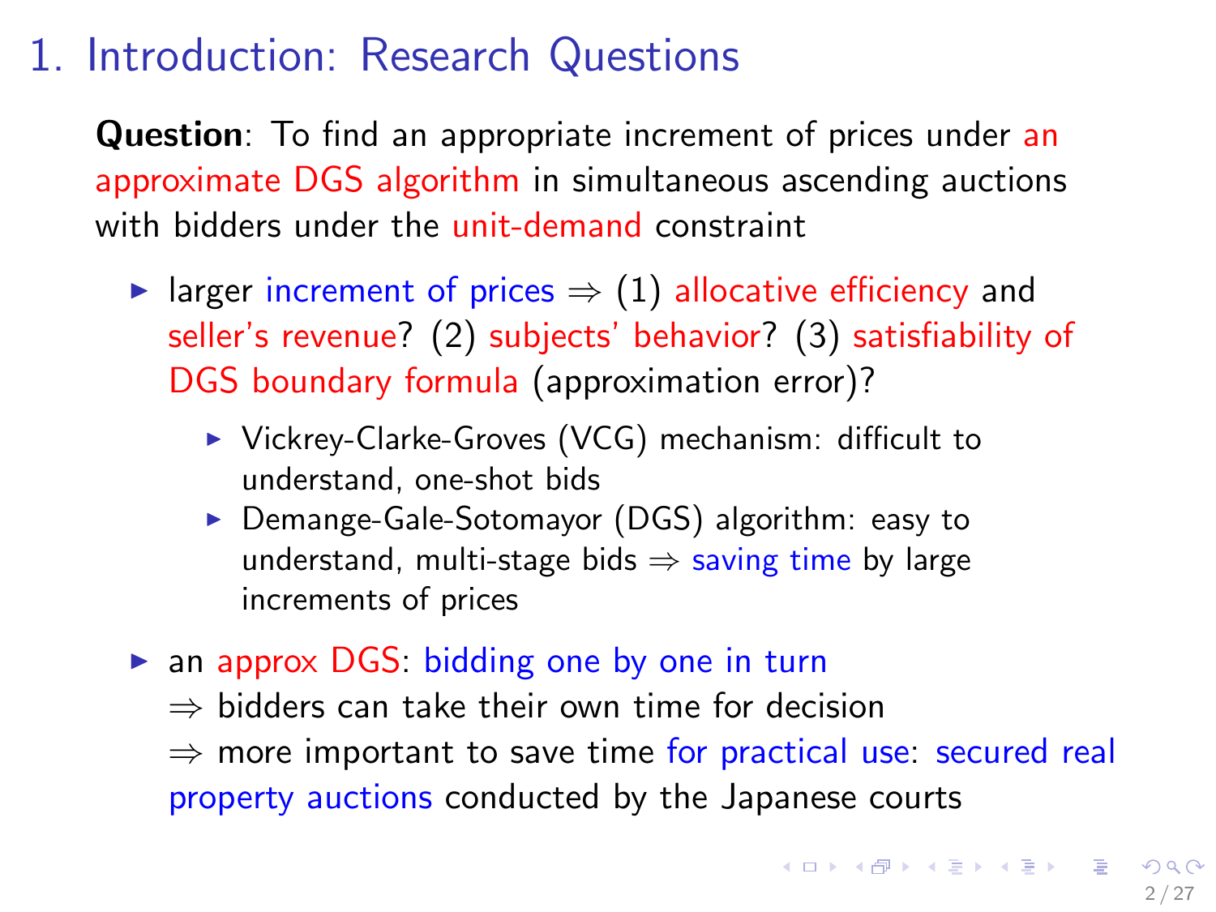# 1. Introduction: Research Questions

**Question**: To find an appropriate increment of prices under an approximate DGS algorithm in simultaneous ascending auctions with bidders under the unit-demand constraint

- larger increment of prices $\Rightarrow$ (1) allocative efficiency and seller's revenue? (2) subjects' behavior? (3) satisfiability of DGS boundary formula (approximation error)?
  - Vickrey-Clarke-Groves (VCG) mechanism: difficult to understand, one-shot bids
  - Demange-Gale-Sotomayor (DGS) algorithm: easy to understand, multi-stage bids $\Rightarrow$ saving time by large increments of prices
- an approx DGS: bidding one by one in turn
  $\Rightarrow$ bidders can take their own time for decision
  $\Rightarrow$ more important to save time for practical use: secured real property auctions conducted by the Japanese courts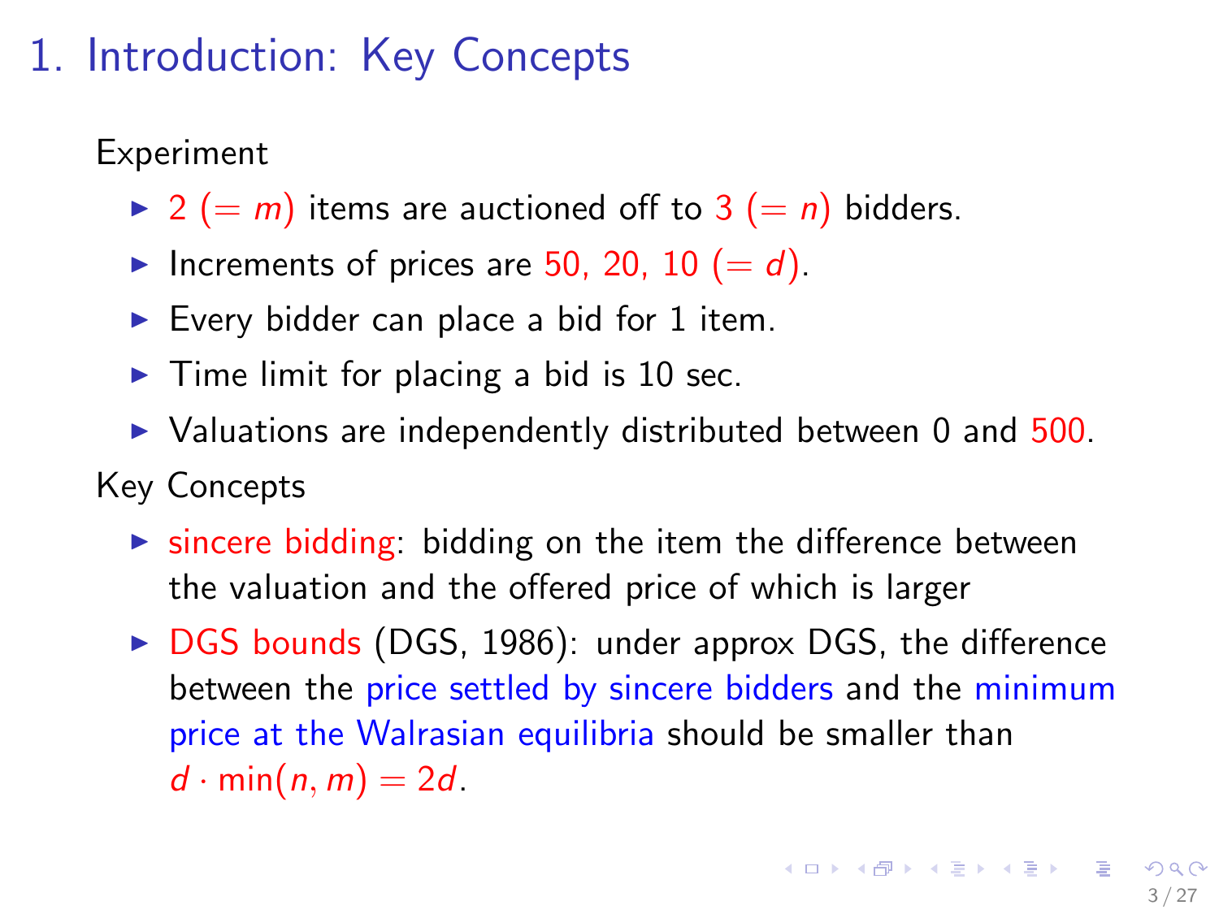# 1. Introduction: Key Concepts

Experiment

- 2 ($= m$) items are auctioned off to 3 ($= n$) bidders.
- Increments of prices are 50, 20, 10 ($= d$).
- Every bidder can place a bid for 1 item.
- Time limit for placing a bid is 10 sec.
- Valuations are independently distributed between 0 and 500.

Key Concepts

- sincere bidding: bidding on the item the difference between the valuation and the offered price of which is larger
- DGS bounds (DGS, 1986): under approx DGS, the difference between the price settled by sincere bidders and the minimum price at the Walrasian equilibria should be smaller than $d \cdot \min(n, m) = 2d$.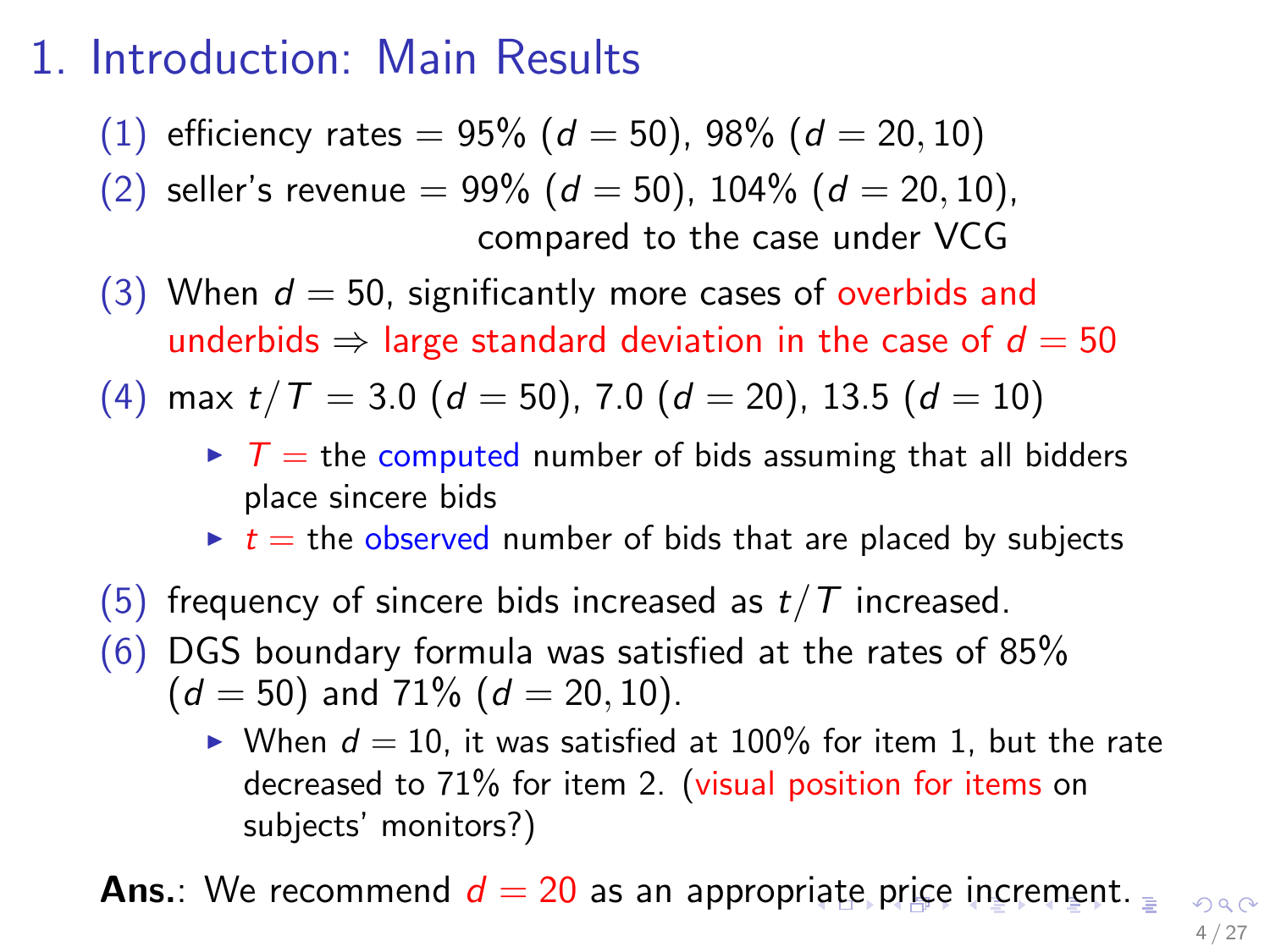# 1. Introduction: Main Results

(1) efficiency rates = 95% ($d = 50$), 98% ($d = 20, 10$)

(2) seller's revenue = 99% ($d = 50$), 104% ($d = 20, 10$), compared to the case under VCG

(3) When $d = 50$, significantly more cases of overbids and underbids $\Rightarrow$ large standard deviation in the case of $d = 50$

(4) max $t/T$ = 3.0 ($d = 50$), 7.0 ($d = 20$), 13.5 ($d = 10$)

- $T$ = the computed number of bids assuming that all bidders place sincere bids
- $t$ = the observed number of bids that are placed by subjects

(5) frequency of sincere bids increased as $t/T$ increased.

(6) DGS boundary formula was satisfied at the rates of 85% ($d = 50$) and 71% ($d = 20, 10$).

- When $d = 10$, it was satisfied at 100% for item 1, but the rate decreased to 71% for item 2. (visual position for items on subjects' monitors?)

**Ans.**: We recommend $d = 20$ as an appropriate price increment.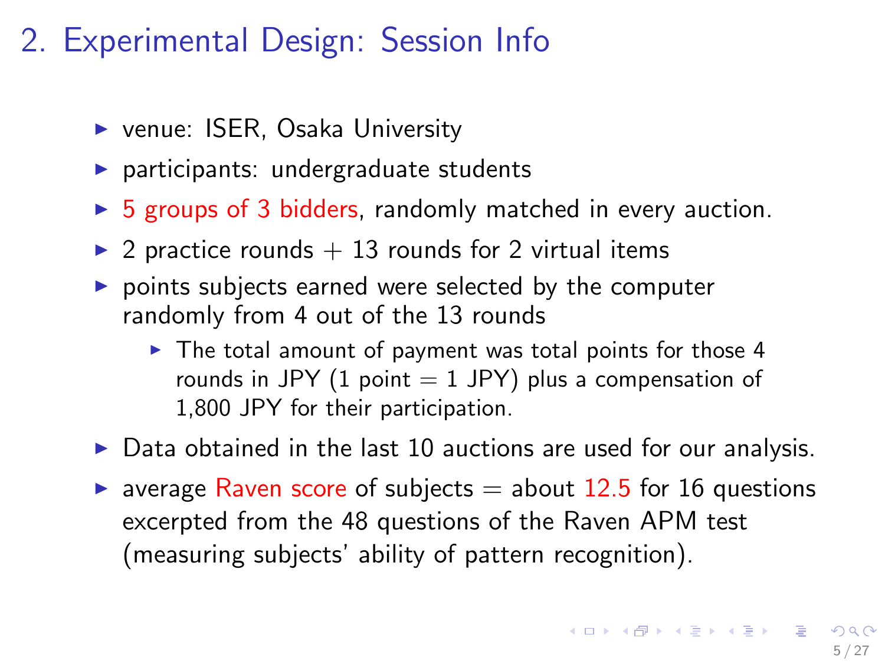# 2. Experimental Design: Session Info

- venue: ISER, Osaka University
- participants: undergraduate students
- 5 groups of 3 bidders, randomly matched in every auction.
- 2 practice rounds + 13 rounds for 2 virtual items
- points subjects earned were selected by the computer randomly from 4 out of the 13 rounds
  - The total amount of payment was total points for those 4 rounds in JPY (1 point = 1 JPY) plus a compensation of 1,800 JPY for their participation.
- Data obtained in the last 10 auctions are used for our analysis.
- average Raven score of subjects = about 12.5 for 16 questions excerpted from the 48 questions of the Raven APM test (measuring subjects' ability of pattern recognition).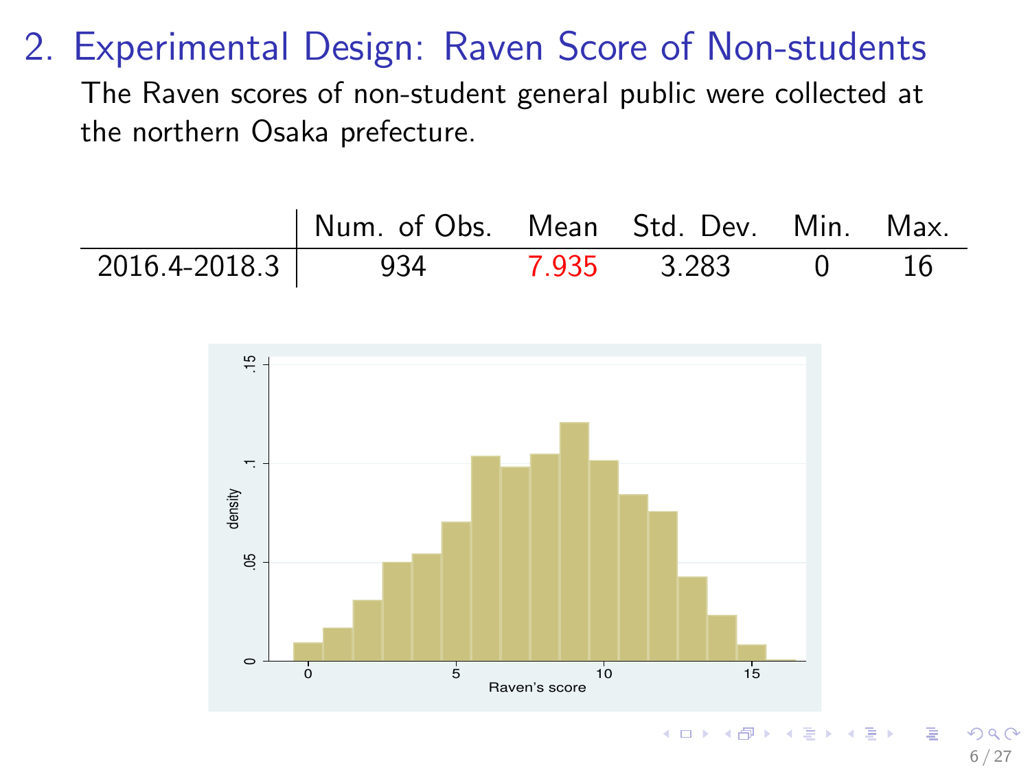## 2. Experimental Design: Raven Score of Non-students

The Raven scores of non-student general public were collected at the northern Osaka prefecture.

| | Num. of Obs. | Mean | Std. Dev. | Min. | Max. |
|---|---|---|---|---|---|
| 2016.4-2018.3 | 934 | 7.935 | 3.283 | 0 | 16 |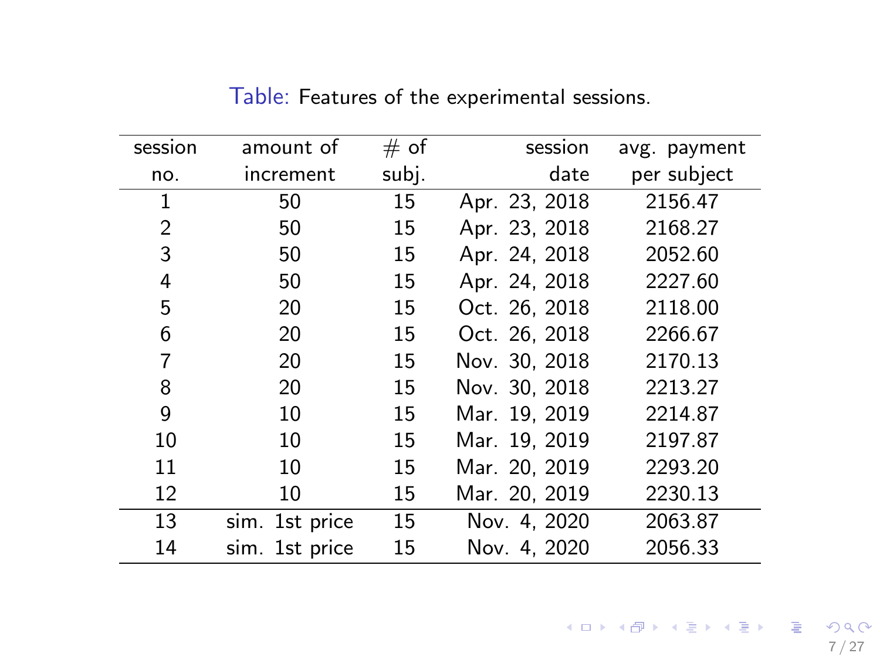Table: Features of the experimental sessions.

| session no. | amount of increment | # of subj. | session date | avg. payment per subject |
|---|---|---|---|---|
| 1 | 50 | 15 | Apr. 23, 2018 | 2156.47 |
| 2 | 50 | 15 | Apr. 23, 2018 | 2168.27 |
| 3 | 50 | 15 | Apr. 24, 2018 | 2052.60 |
| 4 | 50 | 15 | Apr. 24, 2018 | 2227.60 |
| 5 | 20 | 15 | Oct. 26, 2018 | 2118.00 |
| 6 | 20 | 15 | Oct. 26, 2018 | 2266.67 |
| 7 | 20 | 15 | Nov. 30, 2018 | 2170.13 |
| 8 | 20 | 15 | Nov. 30, 2018 | 2213.27 |
| 9 | 10 | 15 | Mar. 19, 2019 | 2214.87 |
| 10 | 10 | 15 | Mar. 19, 2019 | 2197.87 |
| 11 | 10 | 15 | Mar. 20, 2019 | 2293.20 |
| 12 | 10 | 15 | Mar. 20, 2019 | 2230.13 |
| 13 | sim. 1st price | 15 | Nov. 4, 2020 | 2063.87 |
| 14 | sim. 1st price | 15 | Nov. 4, 2020 | 2056.33 |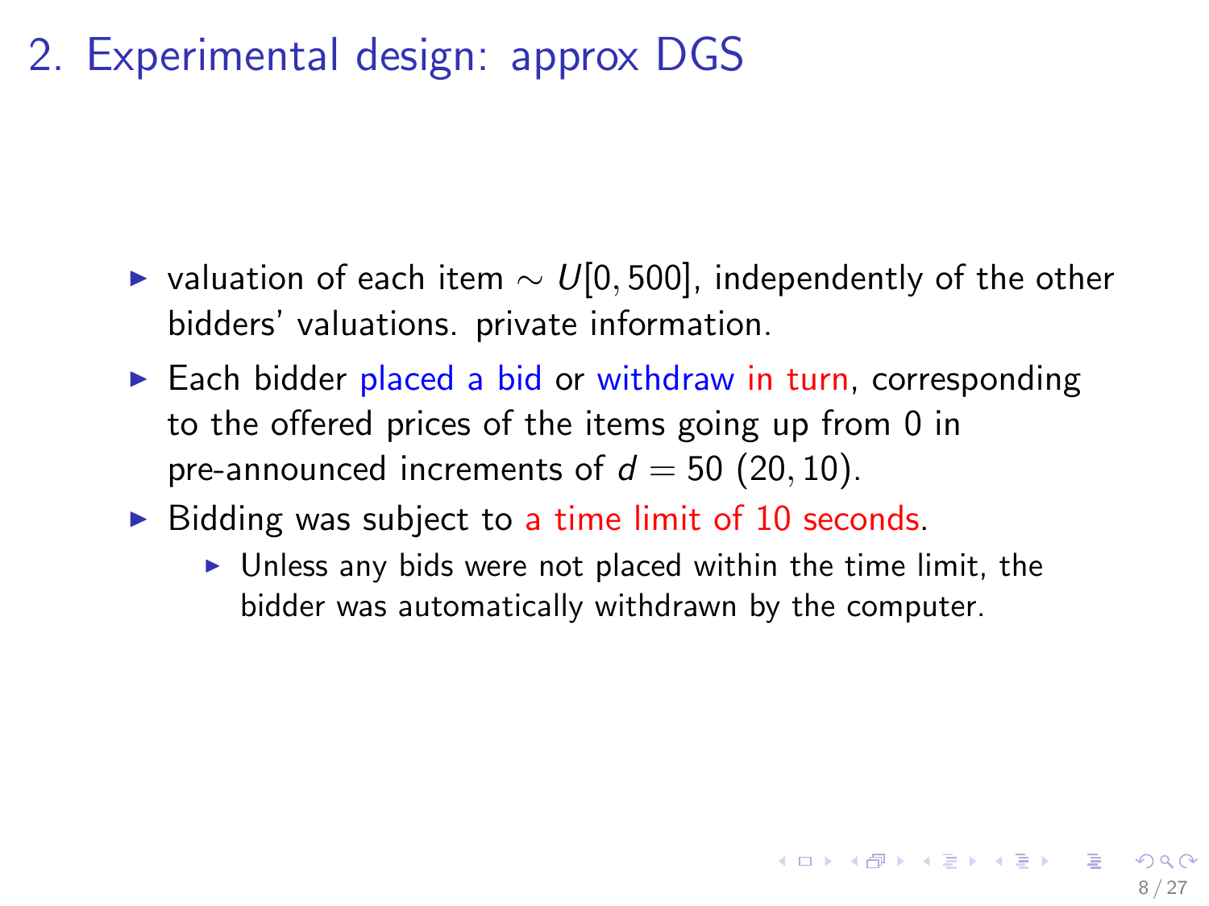# 2. Experimental design: approx DGS

- valuation of each item $\sim U[0, 500]$, independently of the other bidders' valuations. private information.
- Each bidder placed a bid or withdraw in turn, corresponding to the offered prices of the items going up from 0 in pre-announced increments of $d = 50$ $(20, 10)$.
- Bidding was subject to a time limit of 10 seconds.
  - Unless any bids were not placed within the time limit, the bidder was automatically withdrawn by the computer.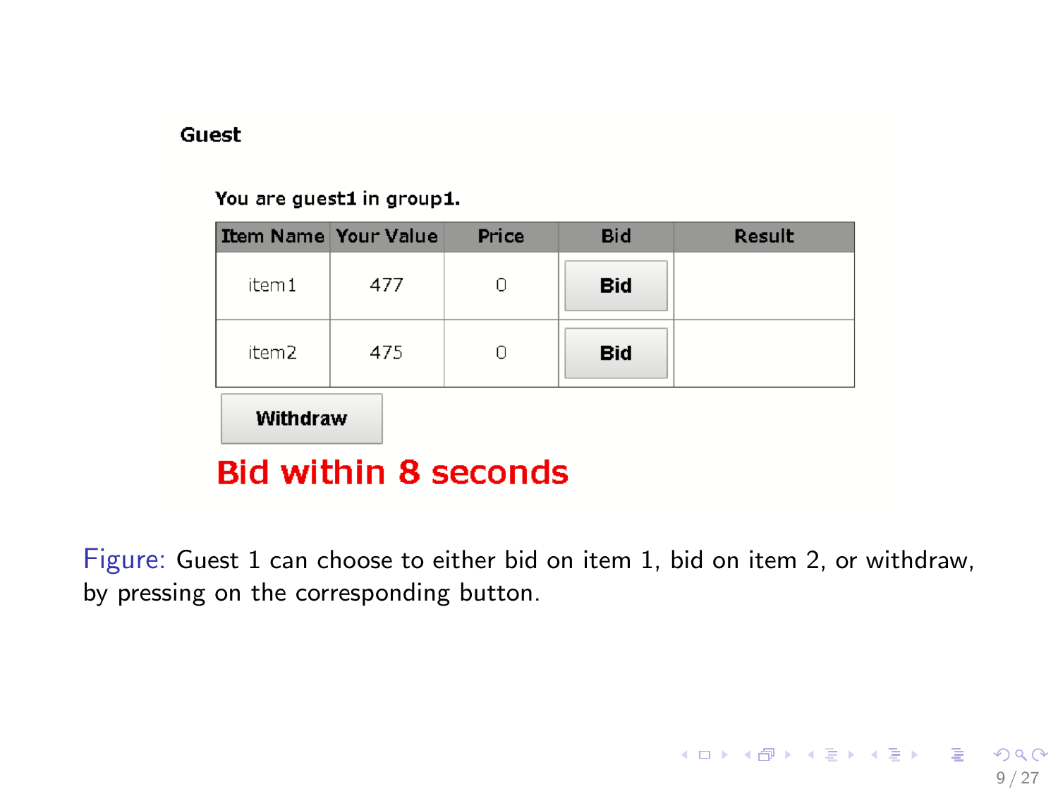**Guest**

**You are guest1 in group1.**

| Item Name | Your Value | Price | Bid | Result |
|---|---|---|---|---|
| item1 | 477 | 0 | Bid | |
| item2 | 475 | 0 | Bid | |

**Withdraw**

**Bid within 8 seconds**

Figure: Guest 1 can choose to either bid on item 1, bid on item 2, or withdraw, by pressing on the corresponding button.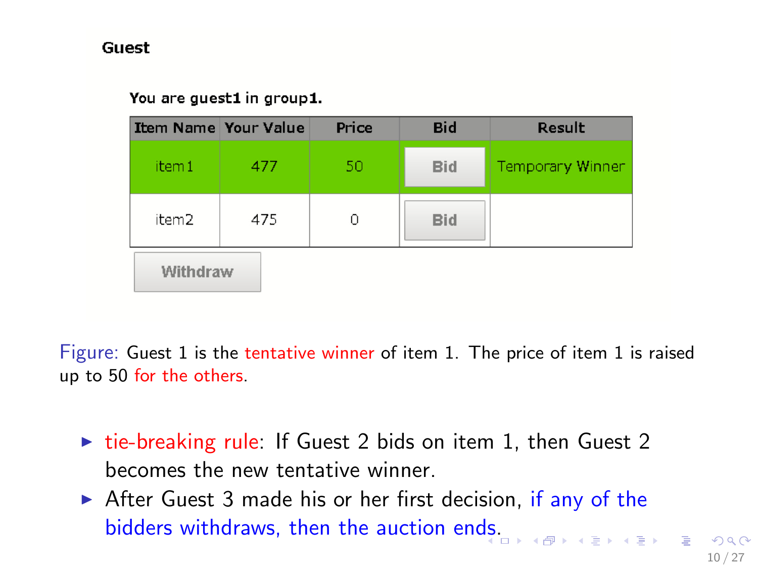**Guest**

**You are guest1 in group1.**

| Item Name | Your Value | Price | Bid | Result |
|---|---|---|---|---|
| item1 | 477 | 50 | Bid | Temporary Winner |
| item2 | 475 | 0 | Bid | |

Withdraw

Figure: Guest 1 is the tentative winner of item 1. The price of item 1 is raised up to 50 for the others.

- tie-breaking rule: If Guest 2 bids on item 1, then Guest 2 becomes the new tentative winner.
- After Guest 3 made his or her first decision, if any of the bidders withdraws, then the auction ends.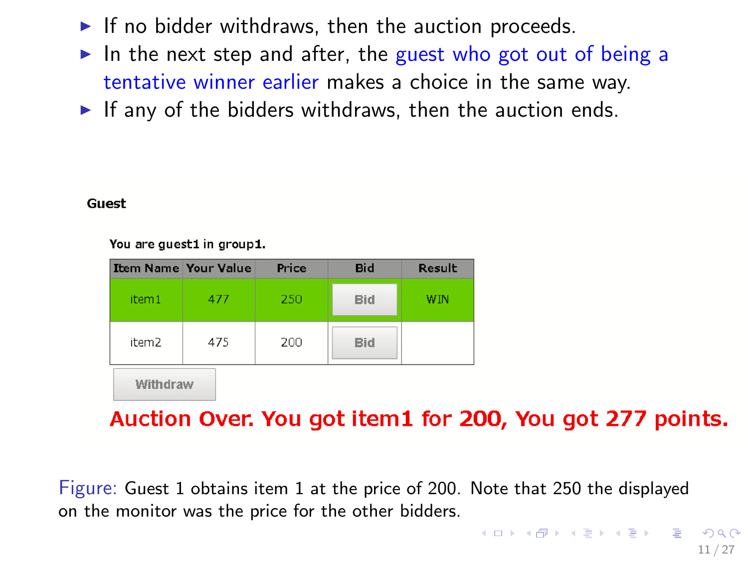- If no bidder withdraws, then the auction proceeds.
- In the next step and after, the guest who got out of being a tentative winner earlier makes a choice in the same way.
- If any of the bidders withdraws, then the auction ends.

**Guest**

**You are guest1 in group1.**

| Item Name | Your Value | Price | Bid | Result |
|---|---|---|---|---|
| item1 | 477 | 250 | Bid | WIN |
| item2 | 475 | 200 | Bid | |

Withdraw

**Auction Over. You got item1 for 200, You got 277 points.**

Figure: Guest 1 obtains item 1 at the price of 200. Note that 250 the displayed on the monitor was the price for the other bidders.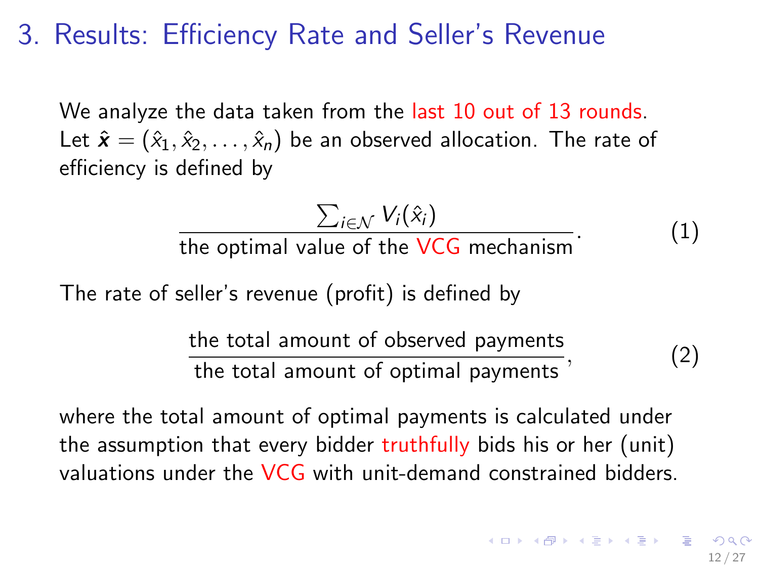# 3. Results: Efficiency Rate and Seller's Revenue

We analyze the data taken from the last 10 out of 13 rounds. Let $\hat{\boldsymbol{x}} = (\hat{x}_1, \hat{x}_2, \ldots, \hat{x}_n)$ be an observed allocation. The rate of efficiency is defined by

$$\frac{\sum_{i \in \mathcal{N}} V_i(\hat{x}_i)}{\text{the optimal value of the VCG mechanism}}. \tag{1}$$

The rate of seller's revenue (profit) is defined by

$$\frac{\text{the total amount of observed payments}}{\text{the total amount of optimal payments}}, \tag{2}$$

where the total amount of optimal payments is calculated under the assumption that every bidder truthfully bids his or her (unit) valuations under the VCG with unit-demand constrained bidders.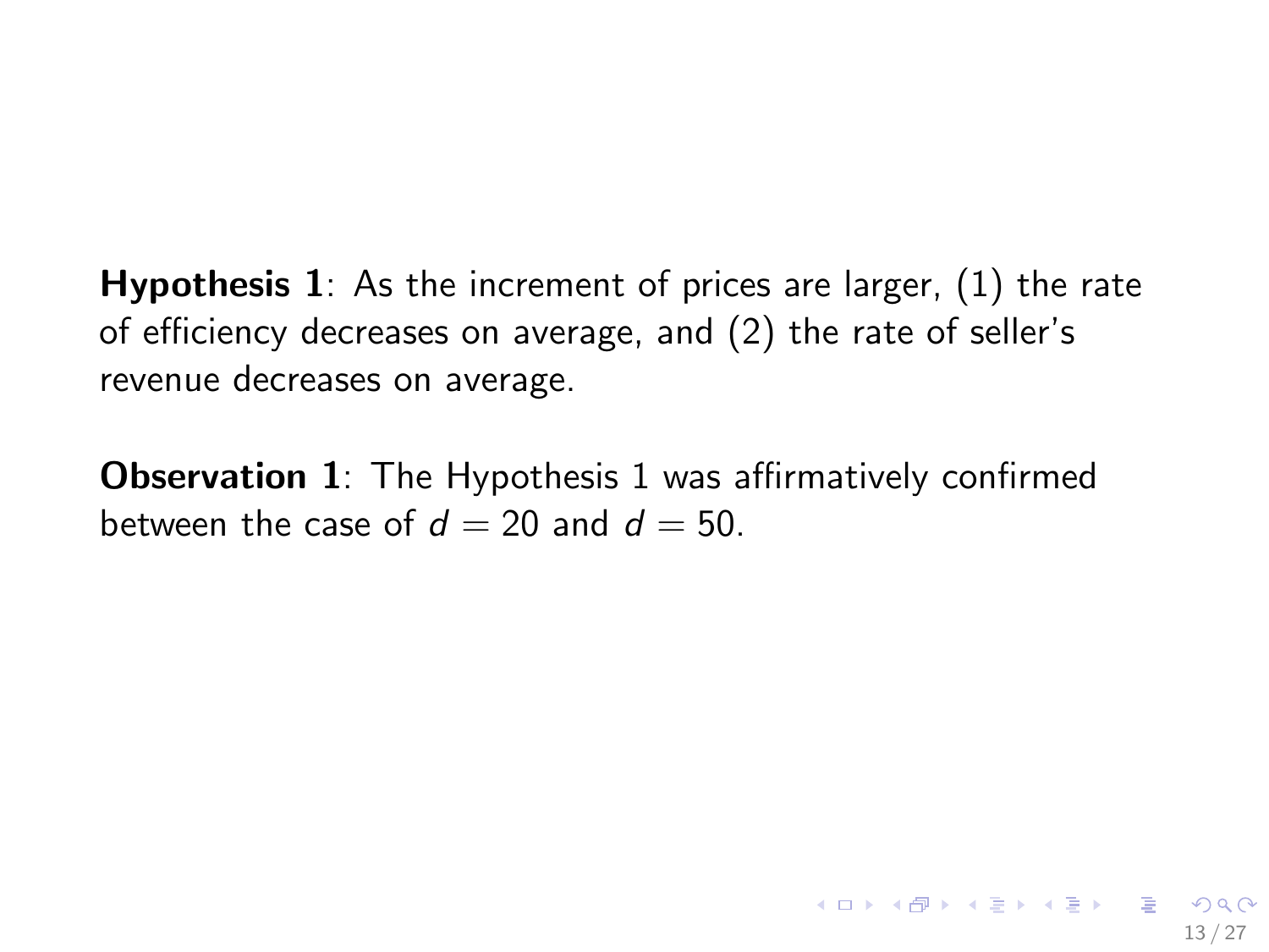**Hypothesis 1**: As the increment of prices are larger, (1) the rate of efficiency decreases on average, and (2) the rate of seller's revenue decreases on average.

**Observation 1**: The Hypothesis 1 was affirmatively confirmed between the case of $d = 20$ and $d = 50$.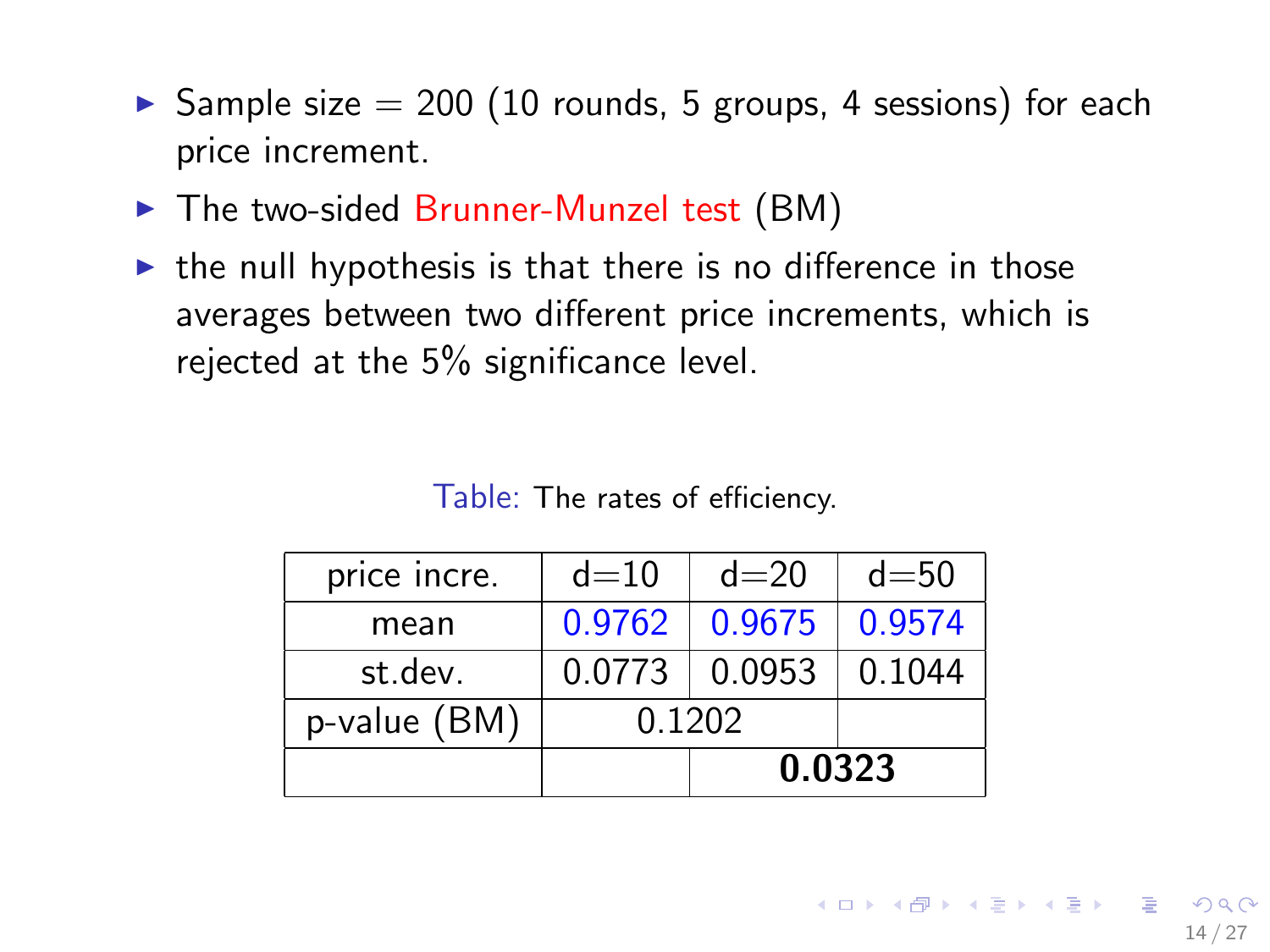- Sample size = 200 (10 rounds, 5 groups, 4 sessions) for each price increment.
- The two-sided Brunner-Munzel test (BM)
- the null hypothesis is that there is no difference in those averages between two different price increments, which is rejected at the 5% significance level.

Table: The rates of efficiency.

| price incre. | d=10 | d=20 | d=50 |
|---|---|---|---|
| mean | 0.9762 | 0.9675 | 0.9574 |
| st.dev. | 0.0773 | 0.0953 | 0.1044 |
| p-value (BM) | 0.1202 | | |
| | | **0.0323** | |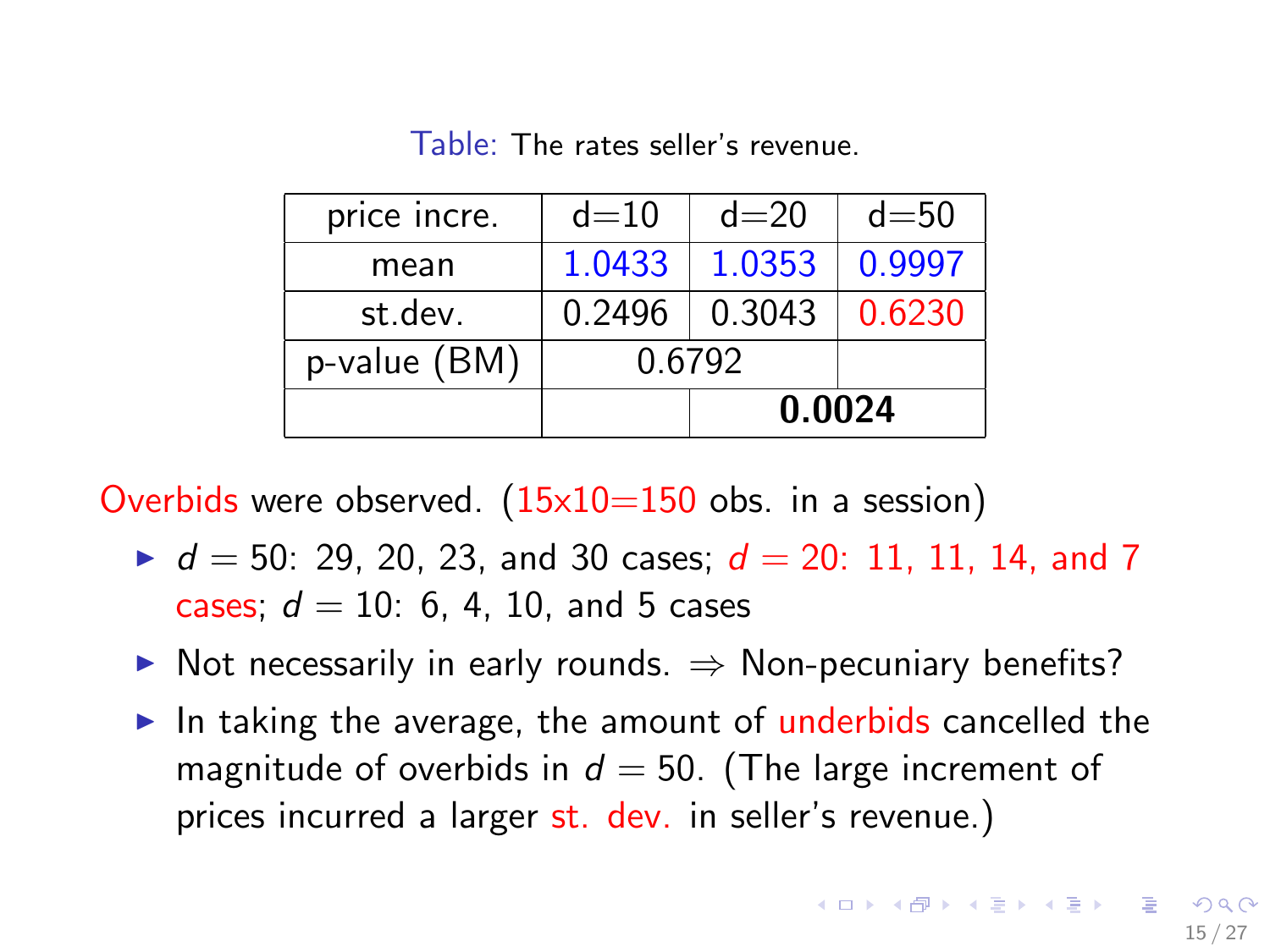Table: The rates seller's revenue.

| price incre. | d=10 | d=20 | d=50 |
|---|---|---|---|
| mean | 1.0433 | 1.0353 | 0.9997 |
| st.dev. | 0.2496 | 0.3043 | 0.6230 |
| p-value (BM) | 0.6792 | | |
| | | **0.0024** | |

Overbids were observed. (15x10=150 obs. in a session)

- $d = 50$: 29, 20, 23, and 30 cases; $d = 20$: 11, 11, 14, and 7 cases; $d = 10$: 6, 4, 10, and 5 cases
- Not necessarily in early rounds. ⇒ Non-pecuniary benefits?
- In taking the average, the amount of underbids cancelled the magnitude of overbids in $d = 50$. (The large increment of prices incurred a larger st. dev. in seller's revenue.)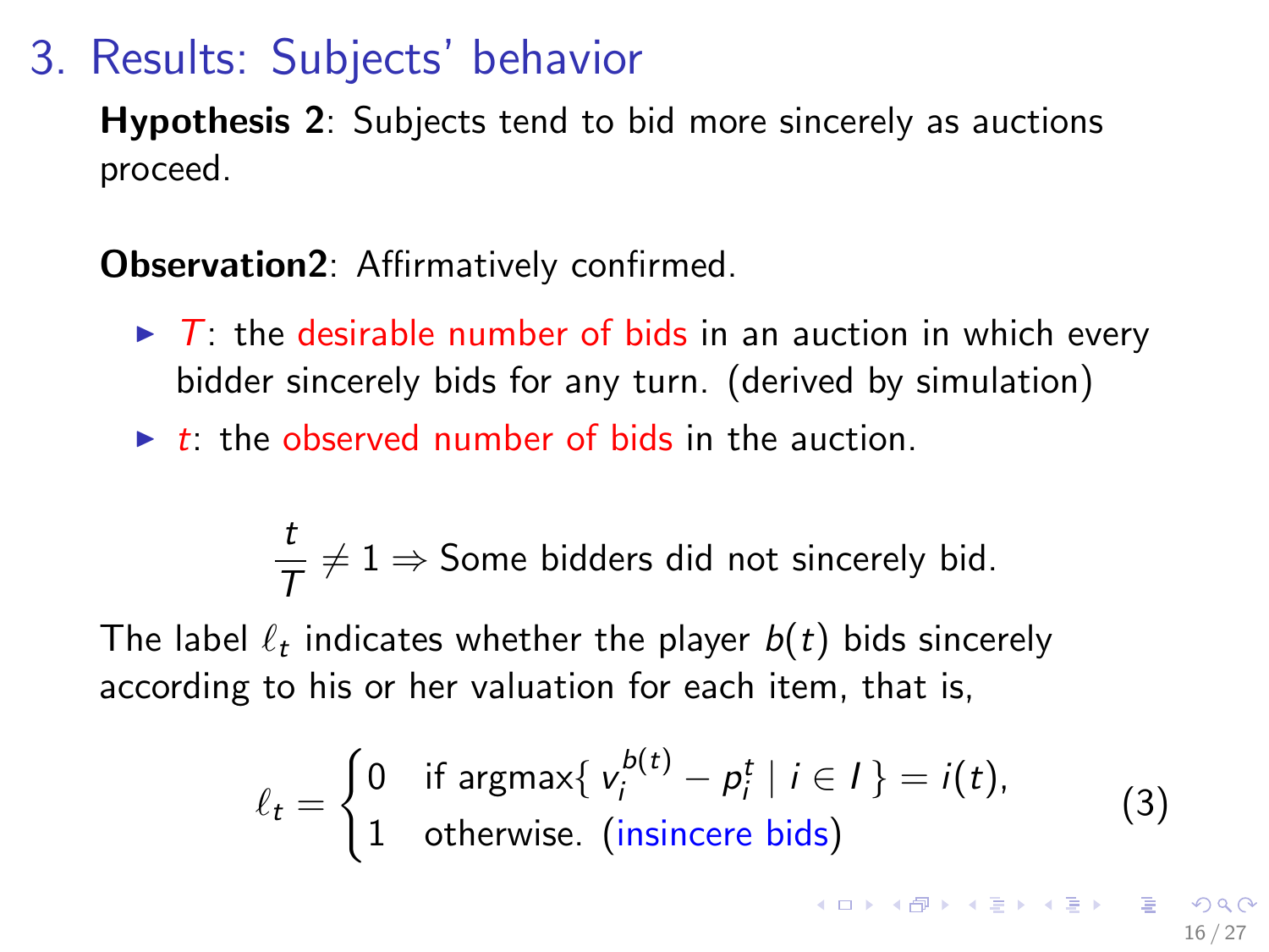# 3. Results: Subjects' behavior

**Hypothesis 2**: Subjects tend to bid more sincerely as auctions proceed.

**Observation2**: Affirmatively confirmed.

- $T$: the desirable number of bids in an auction in which every bidder sincerely bids for any turn. (derived by simulation)
- $t$: the observed number of bids in the auction.

$$\frac{t}{T} \neq 1 \Rightarrow \text{Some bidders did not sincerely bid.}$$

The label $\ell_t$ indicates whether the player $b(t)$ bids sincerely according to his or her valuation for each item, that is,

$$\ell_t = \begin{cases} 0 & \text{if } \operatorname{argmax}\{\, v_i^{b(t)} - p_i^t \mid i \in I \,\} = i(t), \\ 1 & \text{otherwise. (insincere bids)} \end{cases} \tag{3}$$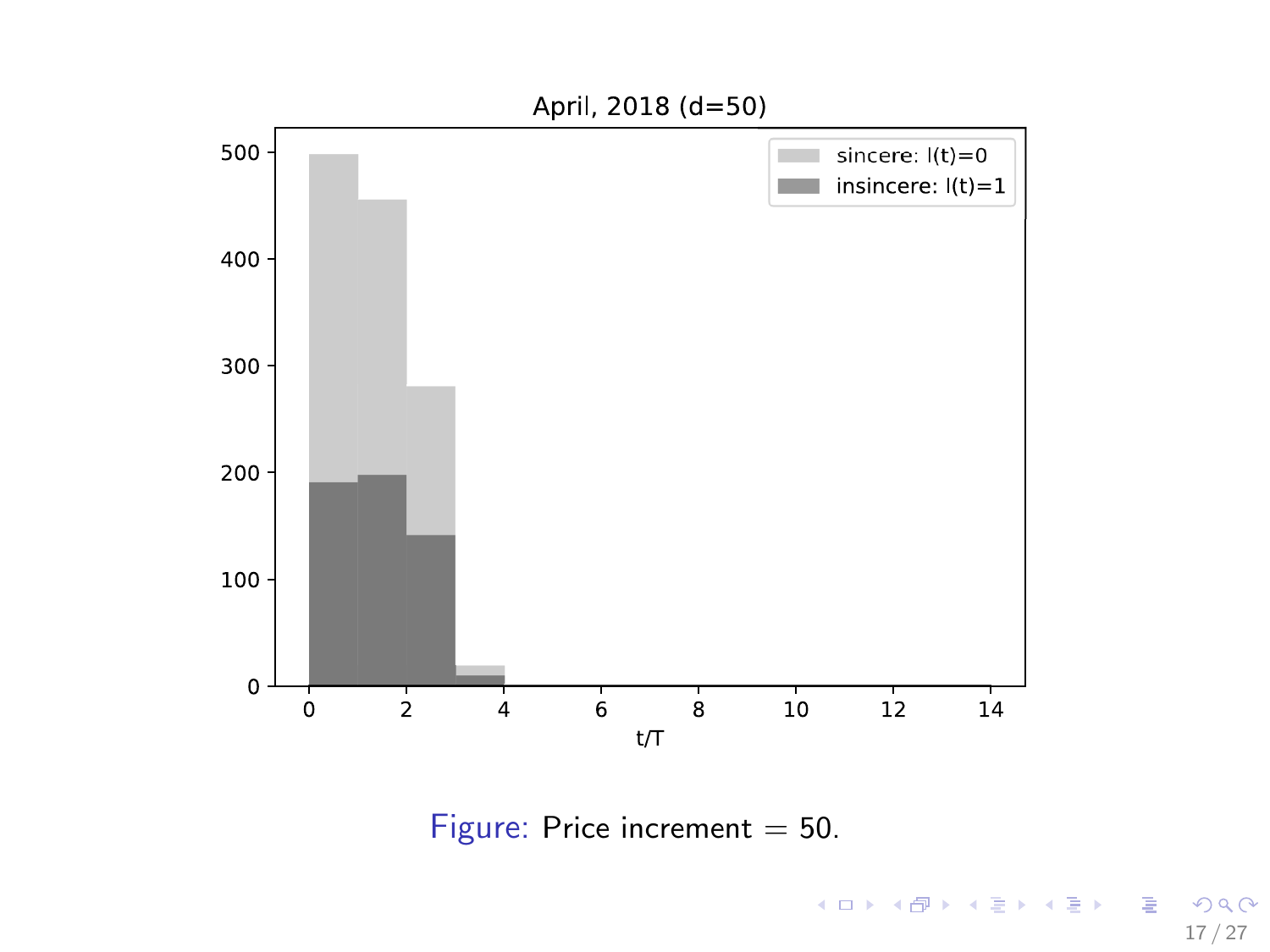April, 2018 (d=50)

Figure: Price increment = 50.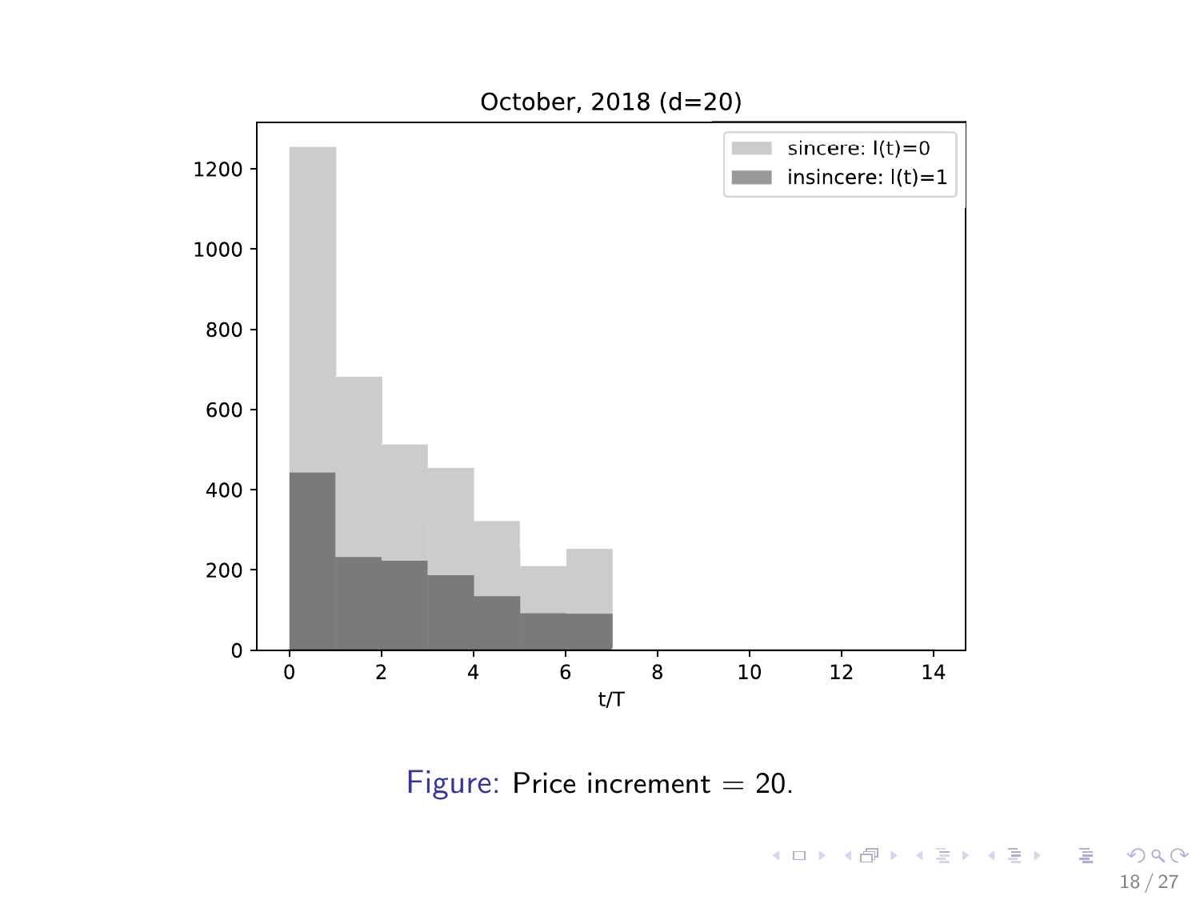October, 2018 (d=20)

Figure: Price increment = 20.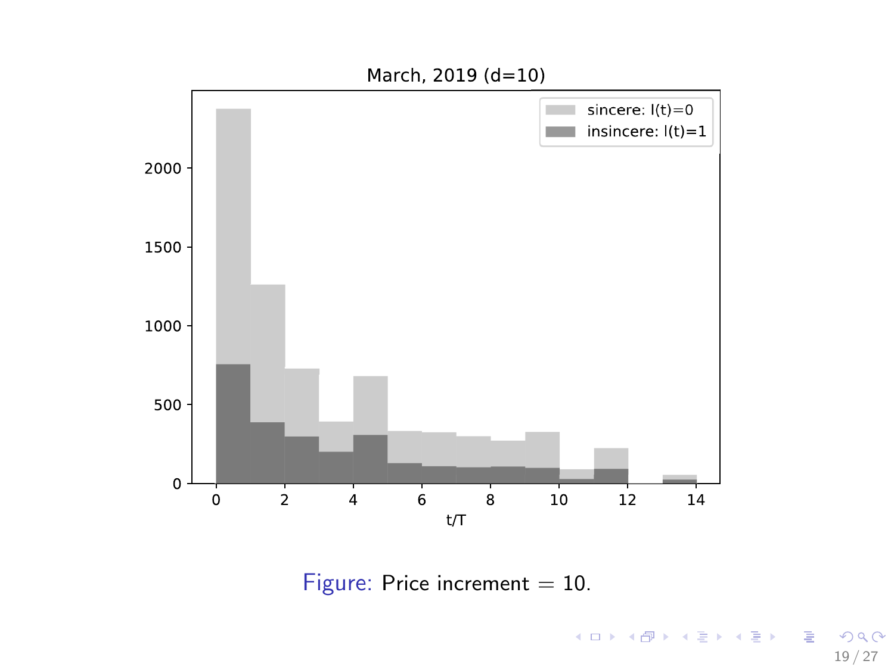March, 2019 (d=10)

Figure: Price increment = 10.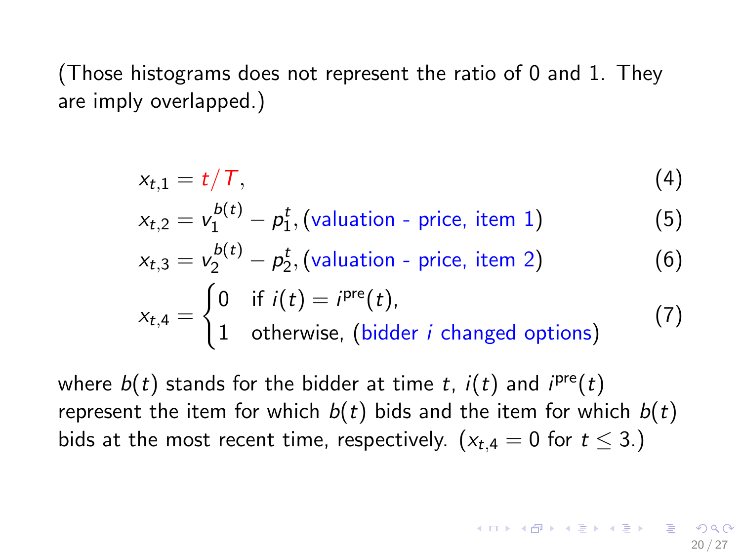(Those histograms does not represent the ratio of 0 and 1. They are imply overlapped.)

$$x_{t,1} = t/T, \tag{4}$$

$$x_{t,2} = v_1^{b(t)} - p_1^t, \text{(valuation - price, item 1)} \tag{5}$$

$$x_{t,3} = v_2^{b(t)} - p_2^t, \text{(valuation - price, item 2)} \tag{6}$$

$$x_{t,4} = \begin{cases} 0 & \text{if } i(t) = i^{\text{pre}}(t), \\ 1 & \text{otherwise, (bidder } i \text{ changed options)} \end{cases} \tag{7}$$

where $b(t)$ stands for the bidder at time $t$, $i(t)$ and $i^{\text{pre}}(t)$ represent the item for which $b(t)$ bids and the item for which $b(t)$ bids at the most recent time, respectively. ($x_{t,4} = 0$ for $t \leq 3$.)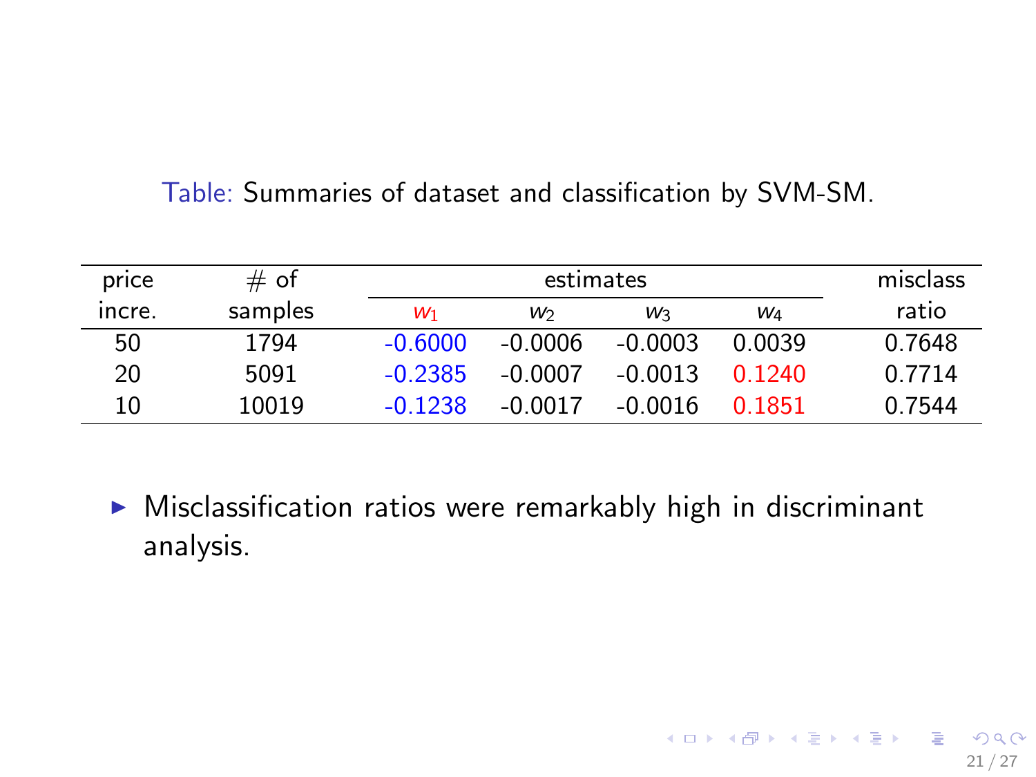Table: Summaries of dataset and classification by SVM-SM.

| price incre. | # of samples | estimates | | | | misclass ratio |
|---|---|---|---|---|---|---|
| | | $w_1$ | $w_2$ | $w_3$ | $w_4$ | |
| 50 | 1794 | -0.6000 | -0.0006 | -0.0003 | 0.0039 | 0.7648 |
| 20 | 5091 | -0.2385 | -0.0007 | -0.0013 | 0.1240 | 0.7714 |
| 10 | 10019 | -0.1238 | -0.0017 | -0.0016 | 0.1851 | 0.7544 |

- Misclassification ratios were remarkably high in discriminant analysis.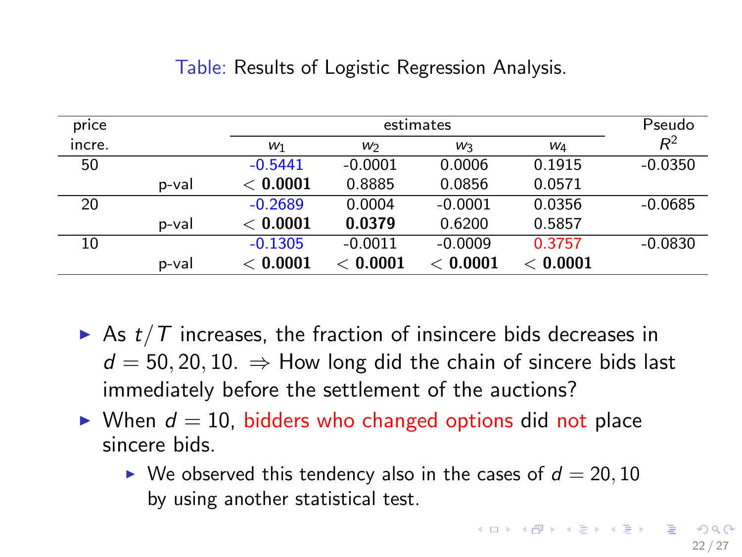Table: Results of Logistic Regression Analysis.

| price incre. | | estimates | | | | Pseudo $R^2$ |
|---|---|---|---|---|---|---|
| | | $w_1$ | $w_2$ | $w_3$ | $w_4$ | |
| 50 | | -0.5441 | -0.0001 | 0.0006 | 0.1915 | -0.0350 |
| | p-val | $<$ **0.0001** | 0.8885 | 0.0856 | 0.0571 | |
| 20 | | -0.2689 | 0.0004 | -0.0001 | 0.0356 | -0.0685 |
| | p-val | $<$ **0.0001** | **0.0379** | 0.6200 | 0.5857 | |
| 10 | | -0.1305 | -0.0011 | -0.0009 | 0.3757 | -0.0830 |
| | p-val | $<$ **0.0001** | $<$ **0.0001** | $<$ **0.0001** | $<$ **0.0001** | |

- As $t/T$ increases, the fraction of insincere bids decreases in $d = 50, 20, 10$. $\Rightarrow$ How long did the chain of sincere bids last immediately before the settlement of the auctions?
- When $d = 10$, bidders who changed options did not place sincere bids.
  - We observed this tendency also in the cases of $d = 20, 10$ by using another statistical test.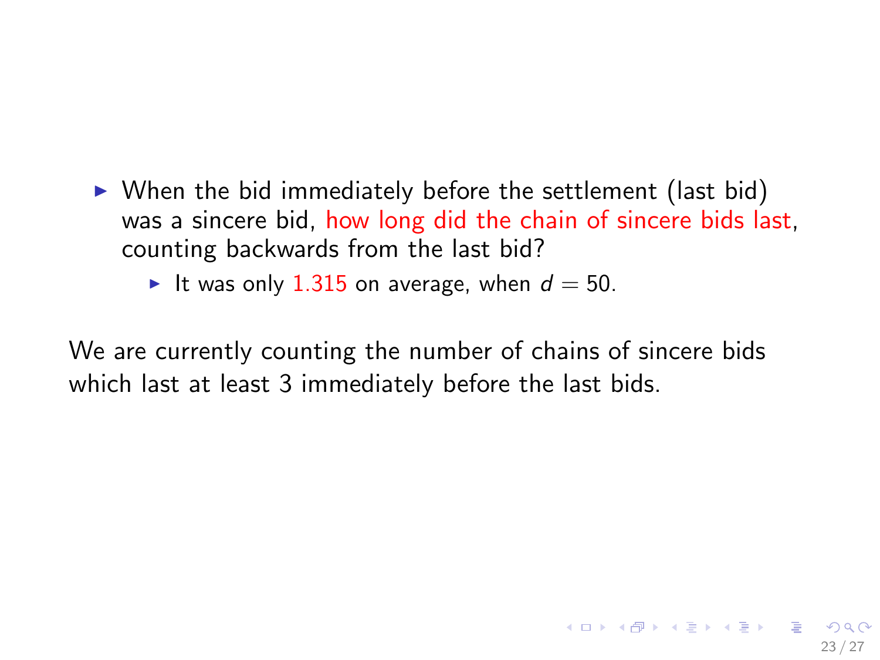- When the bid immediately before the settlement (last bid) was a sincere bid, how long did the chain of sincere bids last, counting backwards from the last bid?
  - It was only 1.315 on average, when $d = 50$.

We are currently counting the number of chains of sincere bids which last at least 3 immediately before the last bids.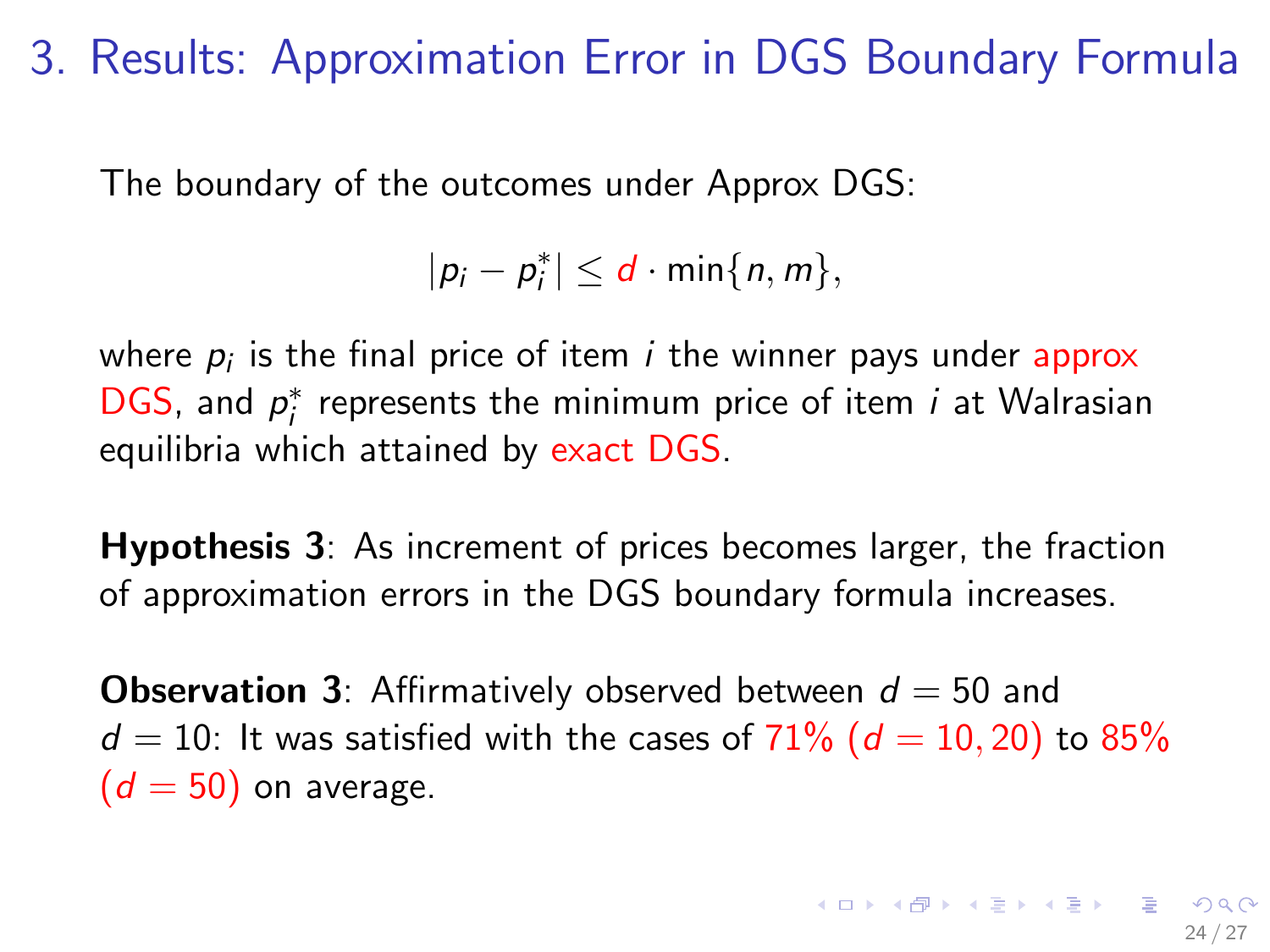# 3. Results: Approximation Error in DGS Boundary Formula

The boundary of the outcomes under Approx DGS:

$$|p_i - p_i^*| \leq d \cdot \min\{n, m\},$$

where $p_i$ is the final price of item $i$ the winner pays under approx DGS, and $p_i^*$ represents the minimum price of item $i$ at Walrasian equilibria which attained by exact DGS.

**Hypothesis 3**: As increment of prices becomes larger, the fraction of approximation errors in the DGS boundary formula increases.

**Observation 3**: Affirmatively observed between $d = 50$ and $d = 10$: It was satisfied with the cases of 71% ($d = 10, 20$) to 85% ($d = 50$) on average.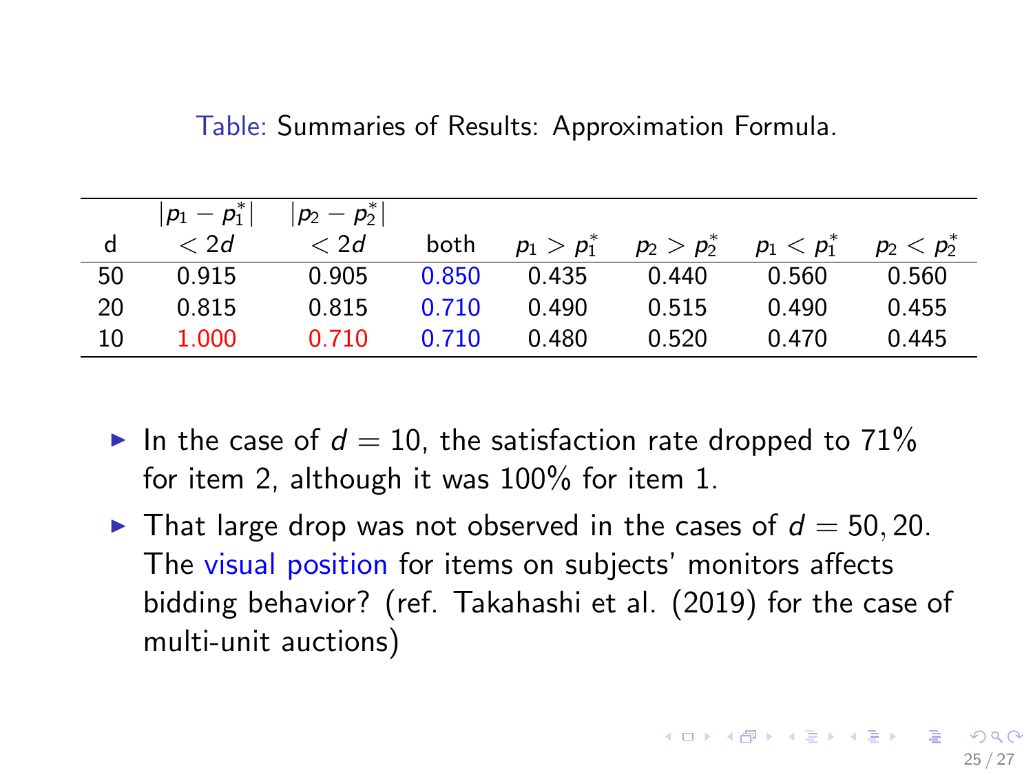Table: Summaries of Results: Approximation Formula.

| d | $\lvert p_1 - p_1^* \rvert < 2d$ | $\lvert p_2 - p_2^* \rvert < 2d$ | both | $p_1 > p_1^*$ | $p_2 > p_2^*$ | $p_1 < p_1^*$ | $p_2 < p_2^*$ |
|---|---|---|---|---|---|---|---|
| 50 | 0.915 | 0.905 | 0.850 | 0.435 | 0.440 | 0.560 | 0.560 |
| 20 | 0.815 | 0.815 | 0.710 | 0.490 | 0.515 | 0.490 | 0.455 |
| 10 | 1.000 | 0.710 | 0.710 | 0.480 | 0.520 | 0.470 | 0.445 |

- In the case of $d = 10$, the satisfaction rate dropped to 71% for item 2, although it was 100% for item 1.
- That large drop was not observed in the cases of $d = 50, 20$. The visual position for items on subjects' monitors affects bidding behavior? (ref. Takahashi et al. (2019) for the case of multi-unit auctions)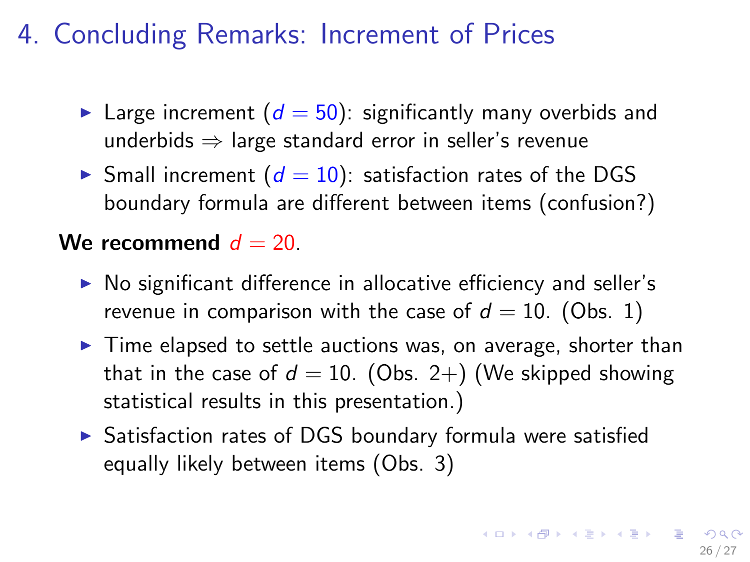# 4. Concluding Remarks: Increment of Prices

- Large increment ($d = 50$): significantly many overbids and underbids $\Rightarrow$ large standard error in seller's revenue
- Small increment ($d = 10$): satisfaction rates of the DGS boundary formula are different between items (confusion?)

**We recommend** $d = 20$.

- No significant difference in allocative efficiency and seller's revenue in comparison with the case of $d = 10$. (Obs. 1)
- Time elapsed to settle auctions was, on average, shorter than that in the case of $d = 10$. (Obs. 2+) (We skipped showing statistical results in this presentation.)
- Satisfaction rates of DGS boundary formula were satisfied equally likely between items (Obs. 3)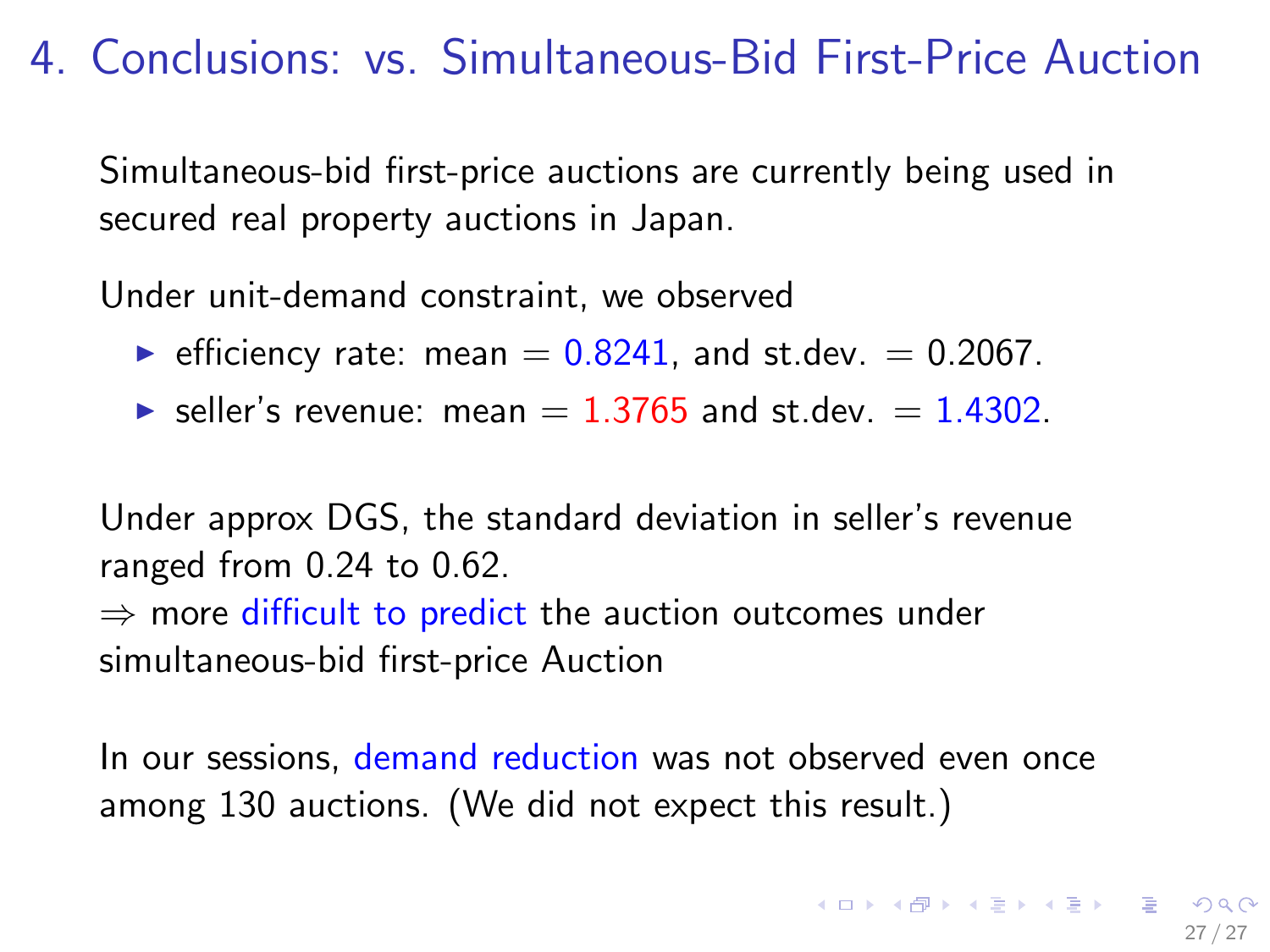# 4. Conclusions: vs. Simultaneous-Bid First-Price Auction

Simultaneous-bid first-price auctions are currently being used in secured real property auctions in Japan.

Under unit-demand constraint, we observed

- efficiency rate: mean = 0.8241, and st.dev. = 0.2067.
- seller's revenue: mean = 1.3765 and st.dev. = 1.4302.

Under approx DGS, the standard deviation in seller's revenue ranged from 0.24 to 0.62.
$\Rightarrow$ more difficult to predict the auction outcomes under simultaneous-bid first-price Auction

In our sessions, demand reduction was not observed even once among 130 auctions. (We did not expect this result.)